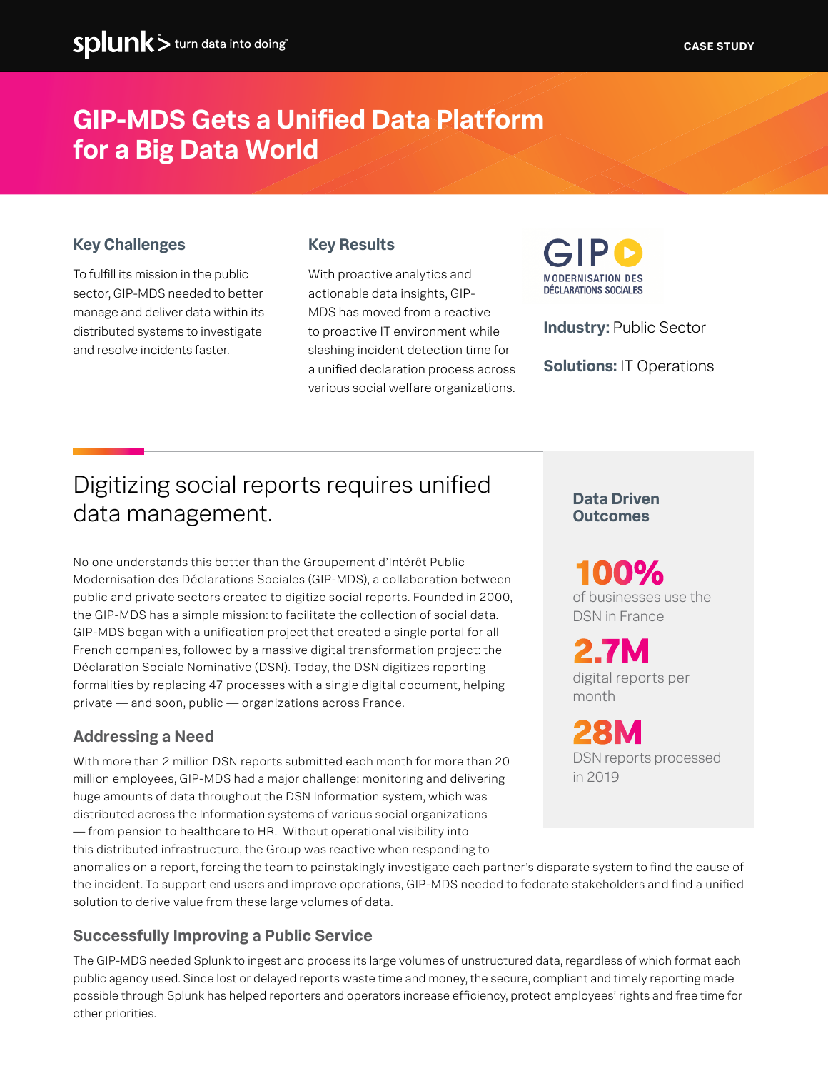CASE STUDY

# GIP-MDS Gets a Unified Data Platform for a Big Data World

### Key Challenges

To fulfill its mission in the public sector, GIP-MDS needed to better manage and deliver data within its distributed systems to investigate and resolve incidents faster.

### Key Results

With proactive analytics and actionable data insights, GIP-MDS has moved from a reactive to proactive IT environment while slashing incident detection time for a unified declaration process across various social welfare organizations.

GIP MODERNISATION DES DÉCLARATIONS SOCIALES

**Industry:** Public Sector

**Solutions:** IT Operations

## Digitizing social reports requires unified data management.

No one understands this better than the Groupement d'Intérêt Public Modernisation des Déclarations Sociales (GIP-MDS), a collaboration between public and private sectors created to digitize social reports. Founded in 2000, the GIP-MDS has a simple mission: to facilitate the collection of social data. GIP-MDS began with a unification project that created a single portal for all French companies, followed by a massive digital transformation project: the Déclaration Sociale Nominative (DSN). Today, the DSN digitizes reporting formalities by replacing 47 processes with a single digital document, helping private — and soon, public — organizations across France.

### Addressing a Need

With more than 2 million DSN reports submitted each month for more than 20 million employees, GIP-MDS had a major challenge: monitoring and delivering huge amounts of data throughout the DSN Information system, which was distributed across the Information systems of various social organizations — from pension to healthcare to HR. Without operational visibility into this distributed infrastructure, the Group was reactive when responding to anomalies on a report, forcing the team to painstakingly investigate each partner's disparate system to find the cause of the incident. To support end users and improve operations, GIP-MDS needed to federate stakeholders and find a unified solution to derive value from these large volumes of data.

### Successfully Improving a Public Service

The GIP-MDS needed Splunk to ingest and process its large volumes of unstructured data, regardless of which format each public agency used. Since lost or delayed reports waste time and money, the secure, compliant and timely reporting made possible through Splunk has helped reporters and operators increase efficiency, protect employees' rights and free time for other priorities.

### Data Driven Outcomes

**100%**
of businesses use the DSN in France

**2.7M**
digital reports per month

**28M**
DSN reports processed in 2019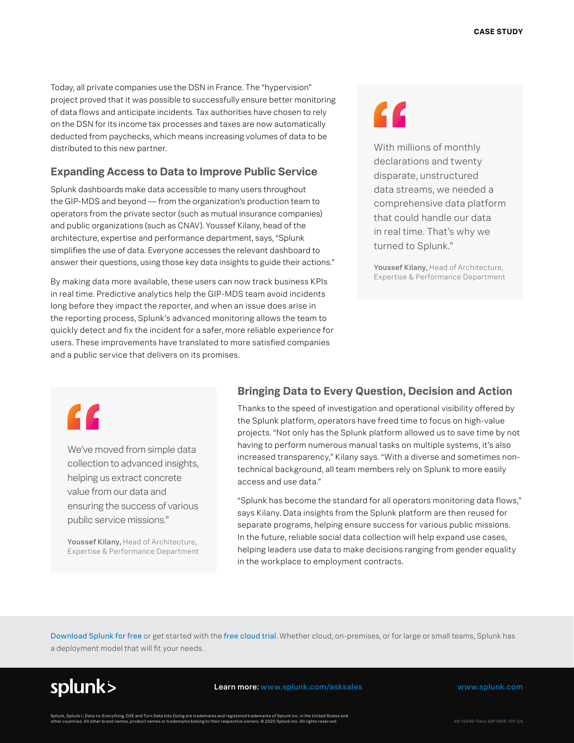Today, all private companies use the DSN in France. The "hypervision" project proved that it was possible to successfully ensure better monitoring of data flows and anticipate incidents. Tax authorities have chosen to rely on the DSN for its income tax processes and taxes are now automatically deducted from paychecks, which means increasing volumes of data to be distributed to this new partner.

> With millions of monthly declarations and twenty disparate, unstructured data streams, we needed a comprehensive data platform that could handle our data in real time. That's why we turned to Splunk."
>
> **Youssef Kilany,** Head of Architecture, Expertise & Performance Department

## Expanding Access to Data to Improve Public Service

Splunk dashboards make data accessible to many users throughout the GIP-MDS and beyond — from the organization's production team to operators from the private sector (such as mutual insurance companies) and public organizations (such as CNAV). Youssef Kilany, head of the architecture, expertise and performance department, says, "Splunk simplifies the use of data. Everyone accesses the relevant dashboard to answer their questions, using those key data insights to guide their actions."

By making data more available, these users can now track business KPIs in real time. Predictive analytics help the GIP-MDS team avoid incidents long before they impact the reporter, and when an issue does arise in the reporting process, Splunk's advanced monitoring allows the team to quickly detect and fix the incident for a safer, more reliable experience for users. These improvements have translated to more satisfied companies and a public service that delivers on its promises.

> We've moved from simple data collection to advanced insights, helping us extract concrete value from our data and ensuring the success of various public service missions."
>
> **Youssef Kilany,** Head of Architecture, Expertise & Performance Department

## Bringing Data to Every Question, Decision and Action

Thanks to the speed of investigation and operational visibility offered by the Splunk platform, operators have freed time to focus on high-value projects. "Not only has the Splunk platform allowed us to save time by not having to perform numerous manual tasks on multiple systems, it's also increased transparency," Kilany says. "With a diverse and sometimes non-technical background, all team members rely on Splunk to more easily access and use data."

"Splunk has become the standard for all operators monitoring data flows," says Kilany. Data insights from the Splunk platform are then reused for separate programs, helping ensure success for various public missions. In the future, reliable social data collection will help expand use cases, helping leaders use data to make decisions ranging from gender equality in the workplace to employment contracts.

Download Splunk for free or get started with the free cloud trial. Whether cloud, on-premises, or for large or small teams, Splunk has a deployment model that will fit your needs.

splunk>

**Learn more:** www.splunk.com/asksales

www.splunk.com

Splunk, Splunk>, Data-to-Everything, D2E and Turn Data Into Doing are trademarks and registered trademarks of Splunk Inc. in the United States and other countries. All other brand names, product names or trademarks belong to their respective owners. © 2020 Splunk Inc. All rights reserved.

20-15349-Tier2-GIP-MDS-101-CS